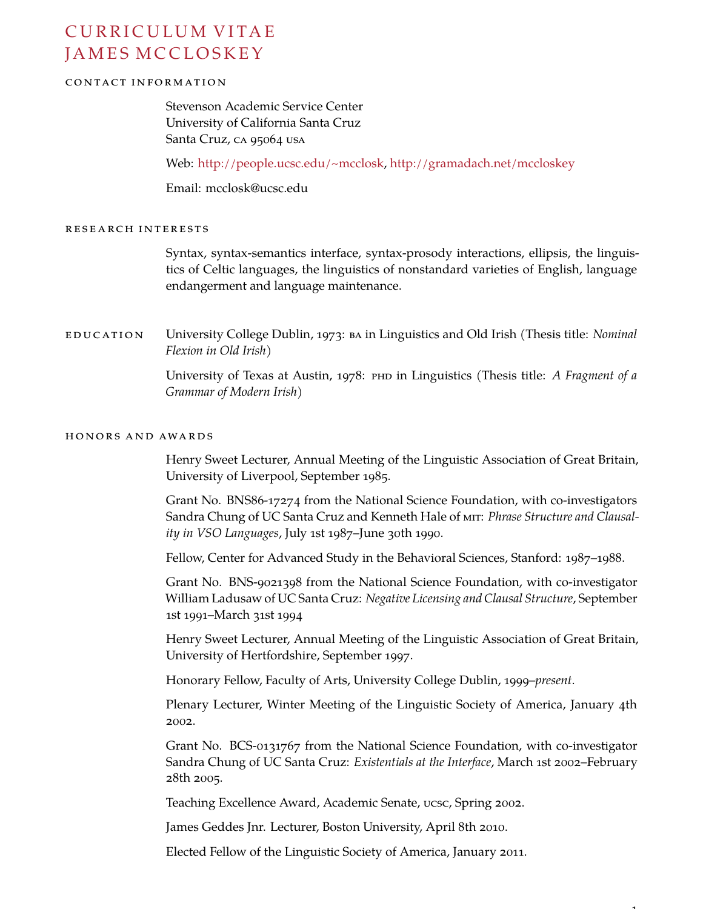# Curriculum Vitae
# James McCloskey

## Contact Information

Stevenson Academic Service Center
University of California Santa Cruz
Santa Cruz, CA 95064 USA

Web: http://people.ucsc.edu/~mcclosk, http://gramadach.net/mccloskey

Email: mcclosk@ucsc.edu

## Research Interests

Syntax, syntax-semantics interface, syntax-prosody interactions, ellipsis, the linguistics of Celtic languages, the linguistics of nonstandard varieties of English, language endangerment and language maintenance.

## Education

University College Dublin, 1973: BA in Linguistics and Old Irish (Thesis title: *Nominal Flexion in Old Irish*)

University of Texas at Austin, 1978: PHD in Linguistics (Thesis title: *A Fragment of a Grammar of Modern Irish*)

## Honors and Awards

Henry Sweet Lecturer, Annual Meeting of the Linguistic Association of Great Britain, University of Liverpool, September 1985.

Grant No. BNS86-17274 from the National Science Foundation, with co-investigators Sandra Chung of UC Santa Cruz and Kenneth Hale of MIT: *Phrase Structure and Clausality in VSO Languages*, July 1st 1987–June 30th 1990.

Fellow, Center for Advanced Study in the Behavioral Sciences, Stanford: 1987–1988.

Grant No. BNS-9021398 from the National Science Foundation, with co-investigator William Ladusaw of UC Santa Cruz: *Negative Licensing and Clausal Structure*, September 1st 1991–March 31st 1994

Henry Sweet Lecturer, Annual Meeting of the Linguistic Association of Great Britain, University of Hertfordshire, September 1997.

Honorary Fellow, Faculty of Arts, University College Dublin, 1999–*present*.

Plenary Lecturer, Winter Meeting of the Linguistic Society of America, January 4th 2002.

Grant No. BCS-0131767 from the National Science Foundation, with co-investigator Sandra Chung of UC Santa Cruz: *Existentials at the Interface*, March 1st 2002–February 28th 2005.

Teaching Excellence Award, Academic Senate, UCSC, Spring 2002.

James Geddes Jnr. Lecturer, Boston University, April 8th 2010.

Elected Fellow of the Linguistic Society of America, January 2011.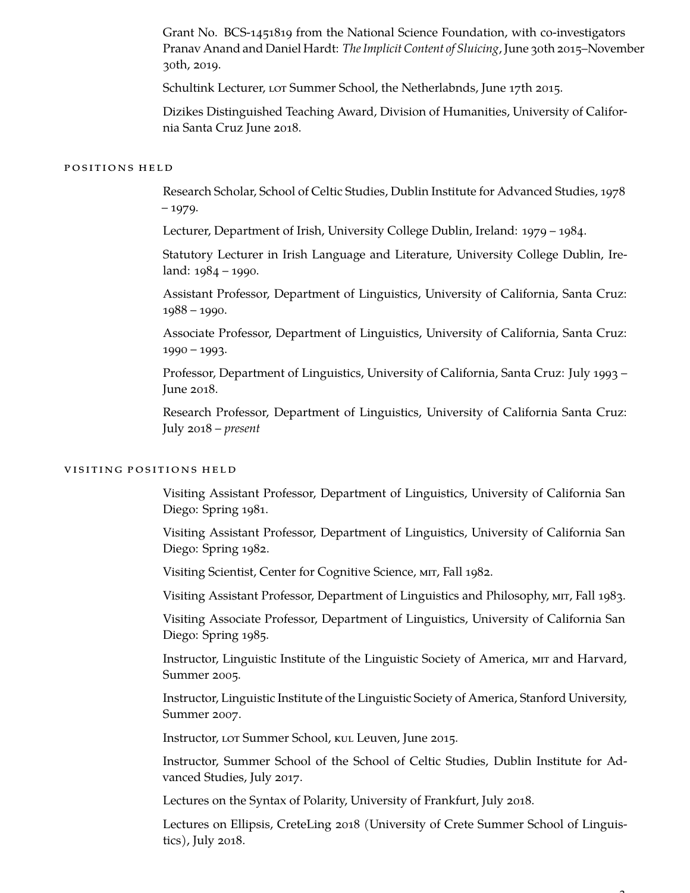Grant No. BCS-1451819 from the National Science Foundation, with co-investigators Pranav Anand and Daniel Hardt: *The Implicit Content of Sluicing*, June 30th 2015–November 30th, 2019.

Schultink Lecturer, LOT Summer School, the Netherlabnds, June 17th 2015.

Dizikes Distinguished Teaching Award, Division of Humanities, University of California Santa Cruz June 2018.

## POSITIONS HELD

Research Scholar, School of Celtic Studies, Dublin Institute for Advanced Studies, 1978 – 1979.

Lecturer, Department of Irish, University College Dublin, Ireland: 1979 – 1984.

Statutory Lecturer in Irish Language and Literature, University College Dublin, Ireland: 1984 – 1990.

Assistant Professor, Department of Linguistics, University of California, Santa Cruz: 1988 – 1990.

Associate Professor, Department of Linguistics, University of California, Santa Cruz: 1990 – 1993.

Professor, Department of Linguistics, University of California, Santa Cruz: July 1993 – June 2018.

Research Professor, Department of Linguistics, University of California Santa Cruz: July 2018 – *present*

## VISITING POSITIONS HELD

Visiting Assistant Professor, Department of Linguistics, University of California San Diego: Spring 1981.

Visiting Assistant Professor, Department of Linguistics, University of California San Diego: Spring 1982.

Visiting Scientist, Center for Cognitive Science, MIT, Fall 1982.

Visiting Assistant Professor, Department of Linguistics and Philosophy, MIT, Fall 1983.

Visiting Associate Professor, Department of Linguistics, University of California San Diego: Spring 1985.

Instructor, Linguistic Institute of the Linguistic Society of America, MIT and Harvard, Summer 2005.

Instructor, Linguistic Institute of the Linguistic Society of America, Stanford University, Summer 2007.

Instructor, LOT Summer School, KUL Leuven, June 2015.

Instructor, Summer School of the School of Celtic Studies, Dublin Institute for Advanced Studies, July 2017.

Lectures on the Syntax of Polarity, University of Frankfurt, July 2018.

Lectures on Ellipsis, CreteLing 2018 (University of Crete Summer School of Linguistics), July 2018.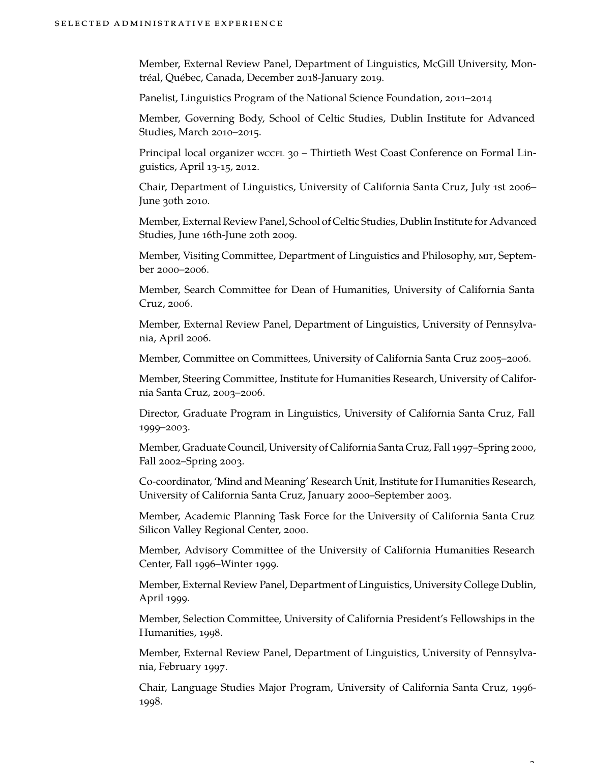## Selected Administrative Experience

Member, External Review Panel, Department of Linguistics, McGill University, Montréal, Québec, Canada, December 2018-January 2019.

Panelist, Linguistics Program of the National Science Foundation, 2011–2014

Member, Governing Body, School of Celtic Studies, Dublin Institute for Advanced Studies, March 2010–2015.

Principal local organizer WCCFL 30 – Thirtieth West Coast Conference on Formal Linguistics, April 13-15, 2012.

Chair, Department of Linguistics, University of California Santa Cruz, July 1st 2006–June 30th 2010.

Member, External Review Panel, School of Celtic Studies, Dublin Institute for Advanced Studies, June 16th-June 20th 2009.

Member, Visiting Committee, Department of Linguistics and Philosophy, MIT, September 2000–2006.

Member, Search Committee for Dean of Humanities, University of California Santa Cruz, 2006.

Member, External Review Panel, Department of Linguistics, University of Pennsylvania, April 2006.

Member, Committee on Committees, University of California Santa Cruz 2005–2006.

Member, Steering Committee, Institute for Humanities Research, University of California Santa Cruz, 2003–2006.

Director, Graduate Program in Linguistics, University of California Santa Cruz, Fall 1999–2003.

Member, Graduate Council, University of California Santa Cruz, Fall 1997–Spring 2000, Fall 2002–Spring 2003.

Co-coordinator, 'Mind and Meaning' Research Unit, Institute for Humanities Research, University of California Santa Cruz, January 2000–September 2003.

Member, Academic Planning Task Force for the University of California Santa Cruz Silicon Valley Regional Center, 2000.

Member, Advisory Committee of the University of California Humanities Research Center, Fall 1996–Winter 1999.

Member, External Review Panel, Department of Linguistics, University College Dublin, April 1999.

Member, Selection Committee, University of California President's Fellowships in the Humanities, 1998.

Member, External Review Panel, Department of Linguistics, University of Pennsylvania, February 1997.

Chair, Language Studies Major Program, University of California Santa Cruz, 1996-1998.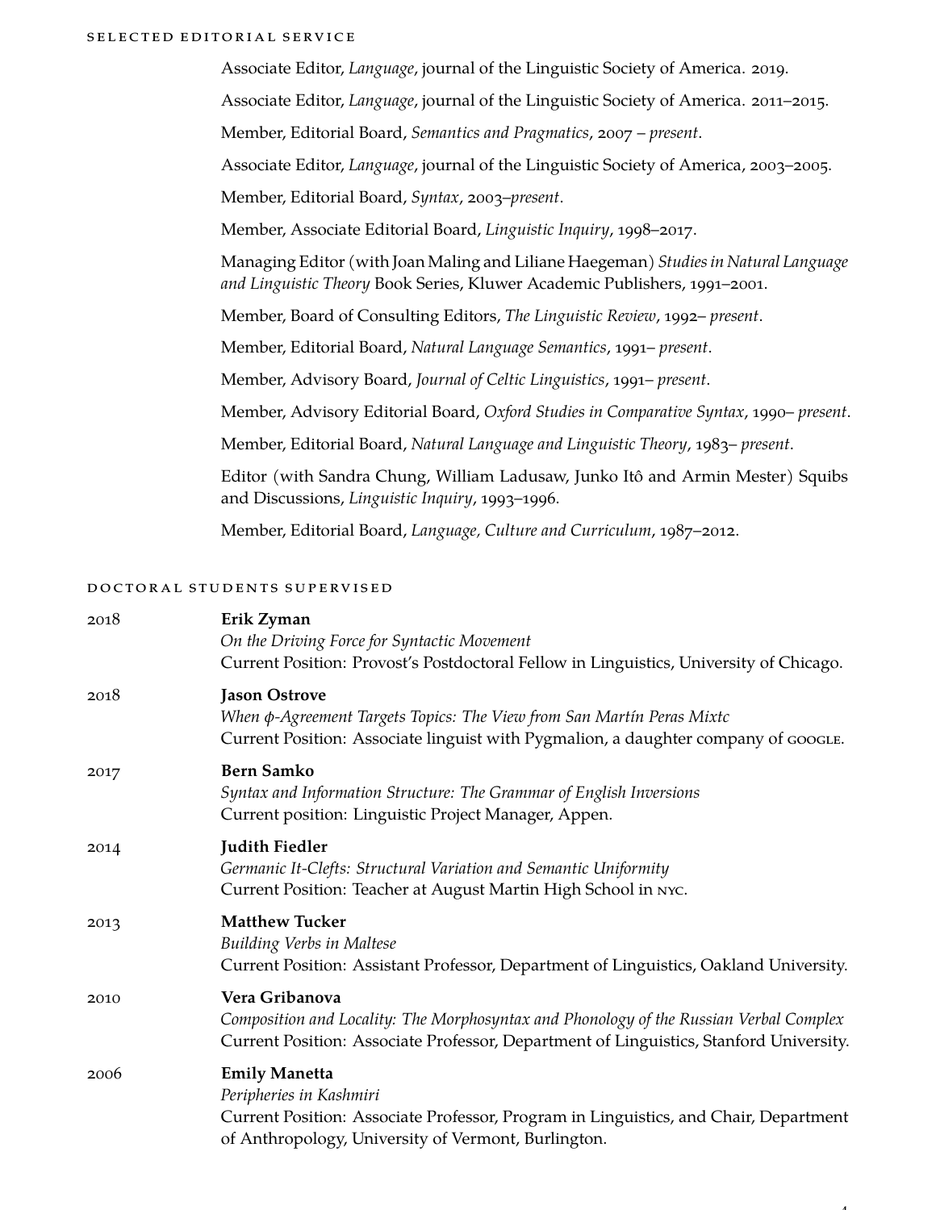## Selected Editorial Service

Associate Editor, *Language*, journal of the Linguistic Society of America. 2019.

Associate Editor, *Language*, journal of the Linguistic Society of America. 2011–2015.

Member, Editorial Board, *Semantics and Pragmatics*, 2007 – *present*.

Associate Editor, *Language*, journal of the Linguistic Society of America, 2003–2005.

Member, Editorial Board, *Syntax*, 2003–*present*.

Member, Associate Editorial Board, *Linguistic Inquiry*, 1998–2017.

Managing Editor (with Joan Maling and Liliane Haegeman) *Studies in Natural Language and Linguistic Theory* Book Series, Kluwer Academic Publishers, 1991–2001.

Member, Board of Consulting Editors, *The Linguistic Review*, 1992– *present*.

Member, Editorial Board, *Natural Language Semantics*, 1991– *present*.

Member, Advisory Board, *Journal of Celtic Linguistics*, 1991– *present*.

Member, Advisory Editorial Board, *Oxford Studies in Comparative Syntax*, 1990– *present*.

Member, Editorial Board, *Natural Language and Linguistic Theory*, 1983– *present*.

Editor (with Sandra Chung, William Ladusaw, Junko Itô and Armin Mester) Squibs and Discussions, *Linguistic Inquiry*, 1993–1996.

Member, Editorial Board, *Language, Culture and Curriculum*, 1987–2012.

## Doctoral Students Supervised

2018 — **Erik Zyman**
*On the Driving Force for Syntactic Movement*
Current Position: Provost's Postdoctoral Fellow in Linguistics, University of Chicago.

2018 — **Jason Ostrove**
*When $\phi$-Agreement Targets Topics: The View from San Martín Peras Mixtc*
Current Position: Associate linguist with Pygmalion, a daughter company of GOOGLE.

2017 — **Bern Samko**
*Syntax and Information Structure: The Grammar of English Inversions*
Current position: Linguistic Project Manager, Appen.

2014 — **Judith Fiedler**
*Germanic It-Clefts: Structural Variation and Semantic Uniformity*
Current Position: Teacher at August Martin High School in NYC.

2013 — **Matthew Tucker**
*Building Verbs in Maltese*
Current Position: Assistant Professor, Department of Linguistics, Oakland University.

2010 — **Vera Gribanova**
*Composition and Locality: The Morphosyntax and Phonology of the Russian Verbal Complex*
Current Position: Associate Professor, Department of Linguistics, Stanford University.

2006 — **Emily Manetta**
*Peripheries in Kashmiri*
Current Position: Associate Professor, Program in Linguistics, and Chair, Department of Anthropology, University of Vermont, Burlington.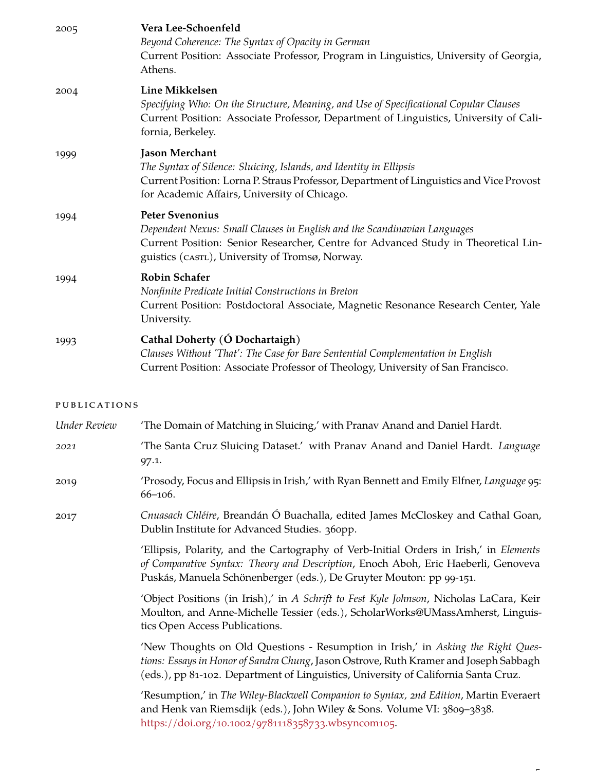2005 **Vera Lee-Schoenfeld**
*Beyond Coherence: The Syntax of Opacity in German*
Current Position: Associate Professor, Program in Linguistics, University of Georgia, Athens.

2004 **Line Mikkelsen**
*Specifying Who: On the Structure, Meaning, and Use of Specificational Copular Clauses*
Current Position: Associate Professor, Department of Linguistics, University of California, Berkeley.

1999 **Jason Merchant**
*The Syntax of Silence: Sluicing, Islands, and Identity in Ellipsis*
Current Position: Lorna P. Straus Professor, Department of Linguistics and Vice Provost for Academic Affairs, University of Chicago.

1994 **Peter Svenonius**
*Dependent Nexus: Small Clauses in English and the Scandinavian Languages*
Current Position: Senior Researcher, Centre for Advanced Study in Theoretical Linguistics (CASTL), University of Tromsø, Norway.

1994 **Robin Schafer**
*Nonfinite Predicate Initial Constructions in Breton*
Current Position: Postdoctoral Associate, Magnetic Resonance Research Center, Yale University.

1993 **Cathal Doherty (Ó Dochartaigh)**
*Clauses Without 'That': The Case for Bare Sentential Complementation in English*
Current Position: Associate Professor of Theology, University of San Francisco.

## PUBLICATIONS

*Under Review* 'The Domain of Matching in Sluicing,' with Pranav Anand and Daniel Hardt.

*2021* 'The Santa Cruz Sluicing Dataset.' with Pranav Anand and Daniel Hardt. *Language* 97.1.

*2019* 'Prosody, Focus and Ellipsis in Irish,' with Ryan Bennett and Emily Elfner, *Language* 95: 66–106.

*2017* *Cnuasach Chléire*, Breandán Ó Buachalla, edited James McCloskey and Cathal Goan, Dublin Institute for Advanced Studies. 360pp.

'Ellipsis, Polarity, and the Cartography of Verb-Initial Orders in Irish,' in *Elements of Comparative Syntax: Theory and Description*, Enoch Aboh, Eric Haeberli, Genoveva Puskás, Manuela Schönenberger (eds.), De Gruyter Mouton: pp 99-151.

'Object Positions (in Irish),' in *A Schrift to Fest Kyle Johnson*, Nicholas LaCara, Keir Moulton, and Anne-Michelle Tessier (eds.), ScholarWorks@UMassAmherst, Linguistics Open Access Publications.

'New Thoughts on Old Questions - Resumption in Irish,' in *Asking the Right Questions: Essays in Honor of Sandra Chung*, Jason Ostrove, Ruth Kramer and Joseph Sabbagh (eds.), pp 81-102. Department of Linguistics, University of California Santa Cruz.

'Resumption,' in *The Wiley-Blackwell Companion to Syntax, 2nd Edition*, Martin Everaert and Henk van Riemsdijk (eds.), John Wiley & Sons. Volume VI: 3809–3838. https://doi.org/10.1002/9781118358733.wbsyncom105.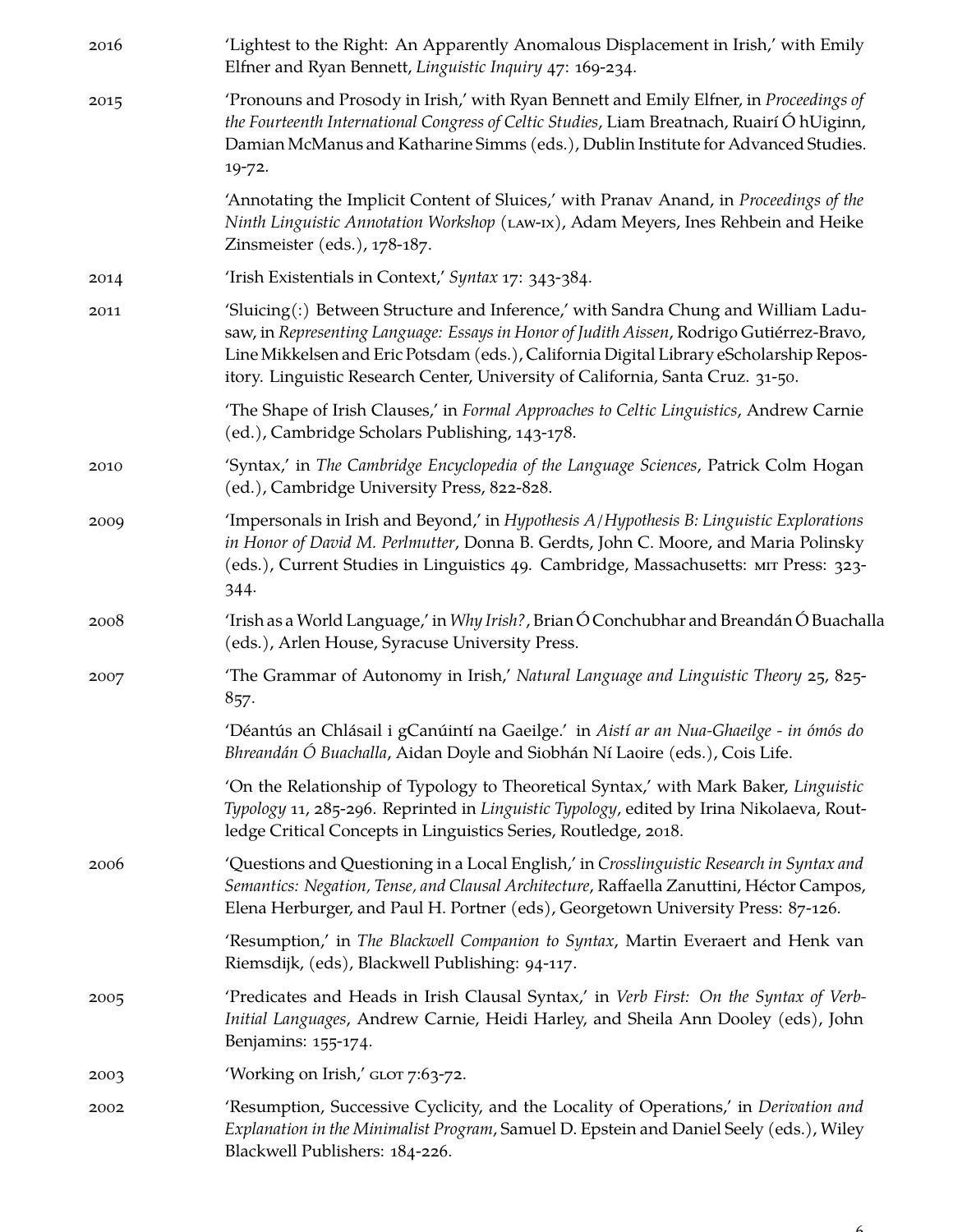2016 'Lightest to the Right: An Apparently Anomalous Displacement in Irish,' with Emily Elfner and Ryan Bennett, *Linguistic Inquiry* 47: 169-234.

2015 'Pronouns and Prosody in Irish,' with Ryan Bennett and Emily Elfner, in *Proceedings of the Fourteenth International Congress of Celtic Studies*, Liam Breatnach, Ruairí Ó hUiginn, Damian McManus and Katharine Simms (eds.), Dublin Institute for Advanced Studies. 19-72.

'Annotating the Implicit Content of Sluices,' with Pranav Anand, in *Proceedings of the Ninth Linguistic Annotation Workshop* (LAW-IX), Adam Meyers, Ines Rehbein and Heike Zinsmeister (eds.), 178-187.

2014 'Irish Existentials in Context,' *Syntax* 17: 343-384.

2011 'Sluicing(:) Between Structure and Inference,' with Sandra Chung and William Ladusaw, in *Representing Language: Essays in Honor of Judith Aissen*, Rodrigo Gutiérrez-Bravo, Line Mikkelsen and Eric Potsdam (eds.), California Digital Library eScholarship Repository. Linguistic Research Center, University of California, Santa Cruz. 31-50.

'The Shape of Irish Clauses,' in *Formal Approaches to Celtic Linguistics*, Andrew Carnie (ed.), Cambridge Scholars Publishing, 143-178.

2010 'Syntax,' in *The Cambridge Encyclopedia of the Language Sciences*, Patrick Colm Hogan (ed.), Cambridge University Press, 822-828.

2009 'Impersonals in Irish and Beyond,' in *Hypothesis A/Hypothesis B: Linguistic Explorations in Honor of David M. Perlmutter*, Donna B. Gerdts, John C. Moore, and Maria Polinsky (eds.), Current Studies in Linguistics 49. Cambridge, Massachusetts: MIT Press: 323-344.

2008 'Irish as a World Language,' in *Why Irish?*, Brian Ó Conchubhar and Breandán Ó Buachalla (eds.), Arlen House, Syracuse University Press.

2007 'The Grammar of Autonomy in Irish,' *Natural Language and Linguistic Theory* 25, 825-857.

'Déantús an Chlásail i gCanúintí na Gaeilge.' in *Aistí ar an Nua-Ghaeilge - in ómós do Bhreandán Ó Buachalla*, Aidan Doyle and Siobhán Ní Laoire (eds.), Cois Life.

'On the Relationship of Typology to Theoretical Syntax,' with Mark Baker, *Linguistic Typology* 11, 285-296. Reprinted in *Linguistic Typology*, edited by Irina Nikolaeva, Routledge Critical Concepts in Linguistics Series, Routledge, 2018.

2006 'Questions and Questioning in a Local English,' in *Crosslinguistic Research in Syntax and Semantics: Negation, Tense, and Clausal Architecture*, Raffaella Zanuttini, Héctor Campos, Elena Herburger, and Paul H. Portner (eds), Georgetown University Press: 87-126.

'Resumption,' in *The Blackwell Companion to Syntax*, Martin Everaert and Henk van Riemsdijk, (eds), Blackwell Publishing: 94-117.

2005 'Predicates and Heads in Irish Clausal Syntax,' in *Verb First: On the Syntax of Verb-Initial Languages*, Andrew Carnie, Heidi Harley, and Sheila Ann Dooley (eds), John Benjamins: 155-174.

2003 'Working on Irish,' GLOT 7:63-72.

2002 'Resumption, Successive Cyclicity, and the Locality of Operations,' in *Derivation and Explanation in the Minimalist Program*, Samuel D. Epstein and Daniel Seely (eds.), Wiley Blackwell Publishers: 184-226.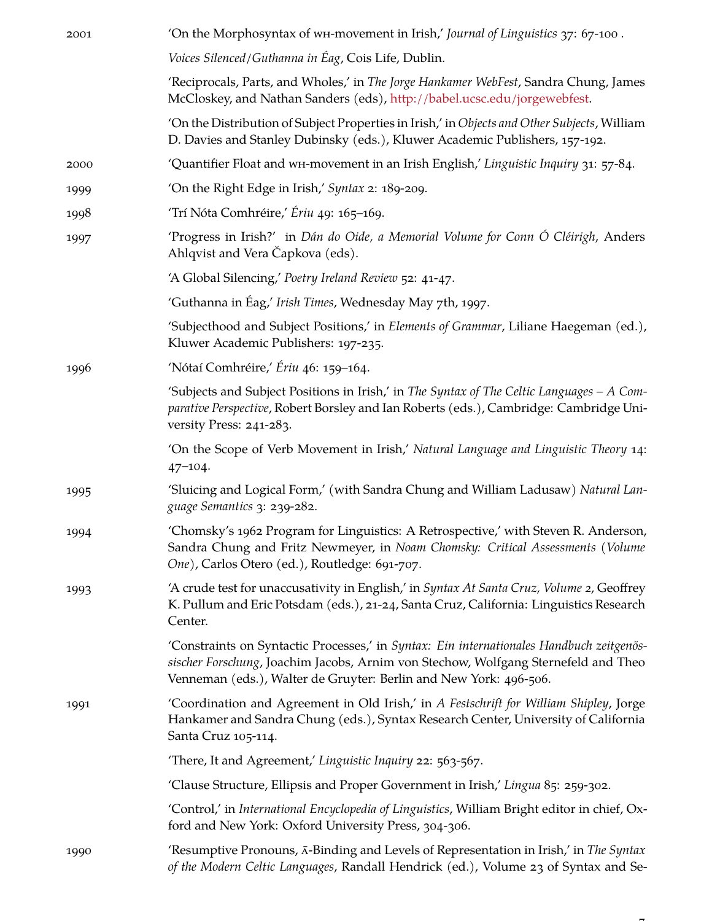2001 'On the Morphosyntax of WH-movement in Irish,' *Journal of Linguistics* 37: 67-100 .

*Voices Silenced/Guthanna in Éag*, Cois Life, Dublin.

'Reciprocals, Parts, and Wholes,' in *The Jorge Hankamer WebFest*, Sandra Chung, James McCloskey, and Nathan Sanders (eds), http://babel.ucsc.edu/jorgewebfest.

'On the Distribution of Subject Properties in Irish,' in *Objects and Other Subjects*, William D. Davies and Stanley Dubinsky (eds.), Kluwer Academic Publishers, 157-192.

2000 'Quantifier Float and WH-movement in an Irish English,' *Linguistic Inquiry* 31: 57-84.

1999 'On the Right Edge in Irish,' *Syntax* 2: 189-209.

1998 'Trí Nóta Comhréire,' *Ériu* 49: 165–169.

1997 'Progress in Irish?' in *Dán do Oide, a Memorial Volume for Conn Ó Cléirigh*, Anders Ahlqvist and Vera Čapkova (eds).

'A Global Silencing,' *Poetry Ireland Review* 52: 41-47.

'Guthanna in Éag,' *Irish Times*, Wednesday May 7th, 1997.

'Subjecthood and Subject Positions,' in *Elements of Grammar*, Liliane Haegeman (ed.), Kluwer Academic Publishers: 197-235.

1996 'Nótaí Comhréire,' *Ériu* 46: 159–164.

'Subjects and Subject Positions in Irish,' in *The Syntax of The Celtic Languages – A Comparative Perspective*, Robert Borsley and Ian Roberts (eds.), Cambridge: Cambridge University Press: 241-283.

'On the Scope of Verb Movement in Irish,' *Natural Language and Linguistic Theory* 14: 47–104.

1995 'Sluicing and Logical Form,' (with Sandra Chung and William Ladusaw) *Natural Language Semantics* 3: 239-282.

1994 'Chomsky's 1962 Program for Linguistics: A Retrospective,' with Steven R. Anderson, Sandra Chung and Fritz Newmeyer, in *Noam Chomsky: Critical Assessments* (*Volume One*), Carlos Otero (ed.), Routledge: 691-707.

1993 'A crude test for unaccusativity in English,' in *Syntax At Santa Cruz, Volume 2*, Geoffrey K. Pullum and Eric Potsdam (eds.), 21-24, Santa Cruz, California: Linguistics Research Center.

'Constraints on Syntactic Processes,' in *Syntax: Ein internationales Handbuch zeitgenössischer Forschung*, Joachim Jacobs, Arnim von Stechow, Wolfgang Sternefeld and Theo Venneman (eds.), Walter de Gruyter: Berlin and New York: 496-506.

1991 'Coordination and Agreement in Old Irish,' in *A Festschrift for William Shipley*, Jorge Hankamer and Sandra Chung (eds.), Syntax Research Center, University of California Santa Cruz 105-114.

'There, It and Agreement,' *Linguistic Inquiry* 22: 563-567.

'Clause Structure, Ellipsis and Proper Government in Irish,' *Lingua* 85: 259-302.

'Control,' in *International Encyclopedia of Linguistics*, William Bright editor in chief, Oxford and New York: Oxford University Press, 304-306.

1990 'Resumptive Pronouns, Ā-Binding and Levels of Representation in Irish,' in *The Syntax of the Modern Celtic Languages*, Randall Hendrick (ed.), Volume 23 of Syntax and Se-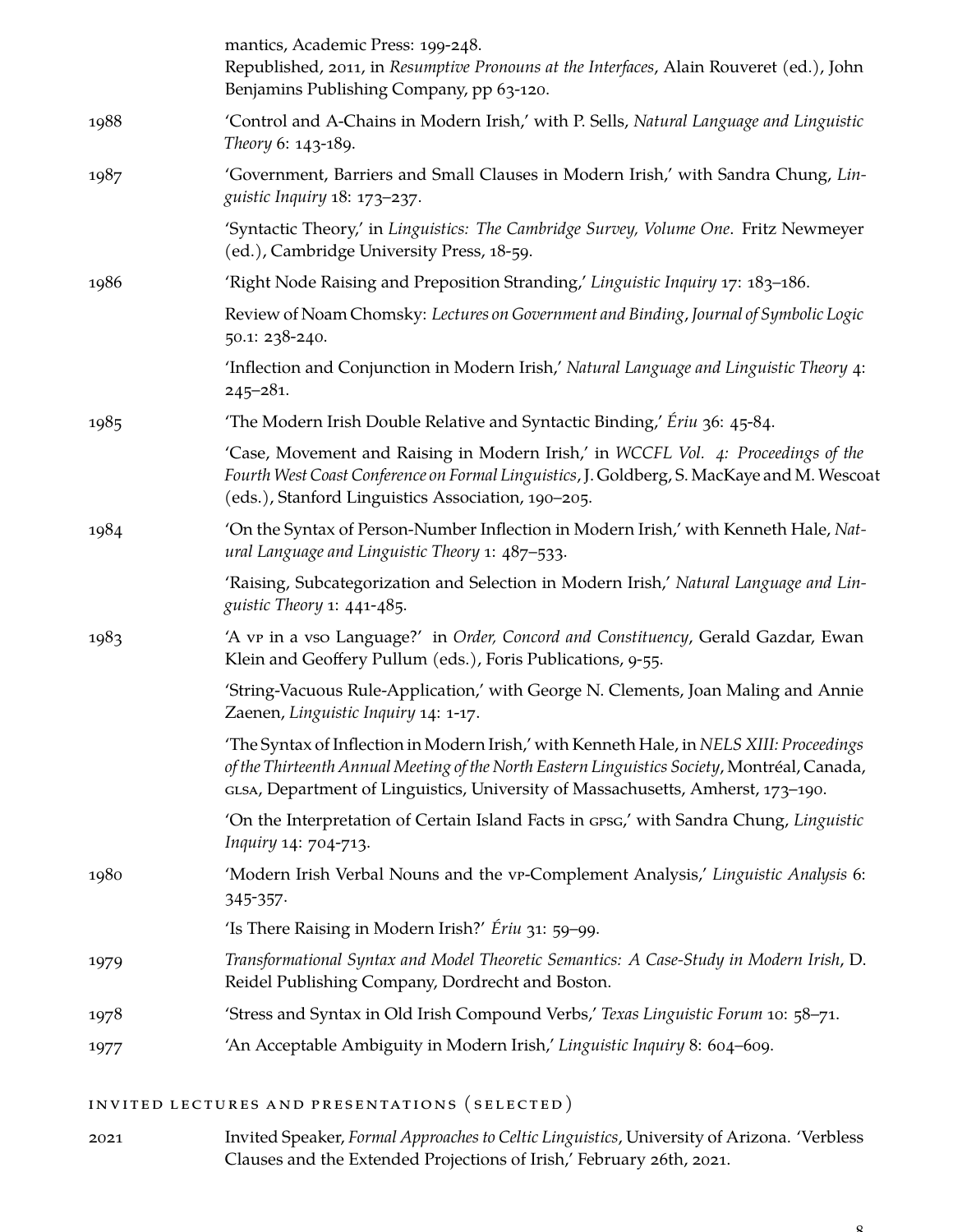mantics, Academic Press: 199-248.
Republished, 2011, in *Resumptive Pronouns at the Interfaces*, Alain Rouveret (ed.), John Benjamins Publishing Company, pp 63-120.

1988 — 'Control and A-Chains in Modern Irish,' with P. Sells, *Natural Language and Linguistic Theory* 6: 143-189.

1987 — 'Government, Barriers and Small Clauses in Modern Irish,' with Sandra Chung, *Linguistic Inquiry* 18: 173–237.

'Syntactic Theory,' in *Linguistics: The Cambridge Survey, Volume One*. Fritz Newmeyer (ed.), Cambridge University Press, 18-59.

1986 — 'Right Node Raising and Preposition Stranding,' *Linguistic Inquiry* 17: 183–186.

Review of Noam Chomsky: *Lectures on Government and Binding*, *Journal of Symbolic Logic* 50.1: 238-240.

'Inflection and Conjunction in Modern Irish,' *Natural Language and Linguistic Theory* 4: 245–281.

1985 — 'The Modern Irish Double Relative and Syntactic Binding,' *Ériu* 36: 45-84.

'Case, Movement and Raising in Modern Irish,' in *WCCFL Vol. 4: Proceedings of the Fourth West Coast Conference on Formal Linguistics*, J. Goldberg, S. MacKaye and M. Wescoat (eds.), Stanford Linguistics Association, 190–205.

1984 — 'On the Syntax of Person-Number Inflection in Modern Irish,' with Kenneth Hale, *Natural Language and Linguistic Theory* 1: 487–533.

'Raising, Subcategorization and Selection in Modern Irish,' *Natural Language and Linguistic Theory* 1: 441-485.

1983 — 'A VP in a VSO Language?' in *Order, Concord and Constituency*, Gerald Gazdar, Ewan Klein and Geoffery Pullum (eds.), Foris Publications, 9-55.

'String-Vacuous Rule-Application,' with George N. Clements, Joan Maling and Annie Zaenen, *Linguistic Inquiry* 14: 1-17.

'The Syntax of Inflection in Modern Irish,' with Kenneth Hale, in *NELS XIII: Proceedings of the Thirteenth Annual Meeting of the North Eastern Linguistics Society*, Montréal, Canada, GLSA, Department of Linguistics, University of Massachusetts, Amherst, 173–190.

'On the Interpretation of Certain Island Facts in GPSG,' with Sandra Chung, *Linguistic Inquiry* 14: 704-713.

1980 — 'Modern Irish Verbal Nouns and the VP-Complement Analysis,' *Linguistic Analysis* 6: 345-357.

'Is There Raising in Modern Irish?' *Ériu* 31: 59–99.

1979 — *Transformational Syntax and Model Theoretic Semantics: A Case-Study in Modern Irish*, D. Reidel Publishing Company, Dordrecht and Boston.

1978 — 'Stress and Syntax in Old Irish Compound Verbs,' *Texas Linguistic Forum* 10: 58–71.

1977 — 'An Acceptable Ambiguity in Modern Irish,' *Linguistic Inquiry* 8: 604–609.

## INVITED LECTURES AND PRESENTATIONS (SELECTED)

2021 — Invited Speaker, *Formal Approaches to Celtic Linguistics*, University of Arizona. 'Verbless Clauses and the Extended Projections of Irish,' February 26th, 2021.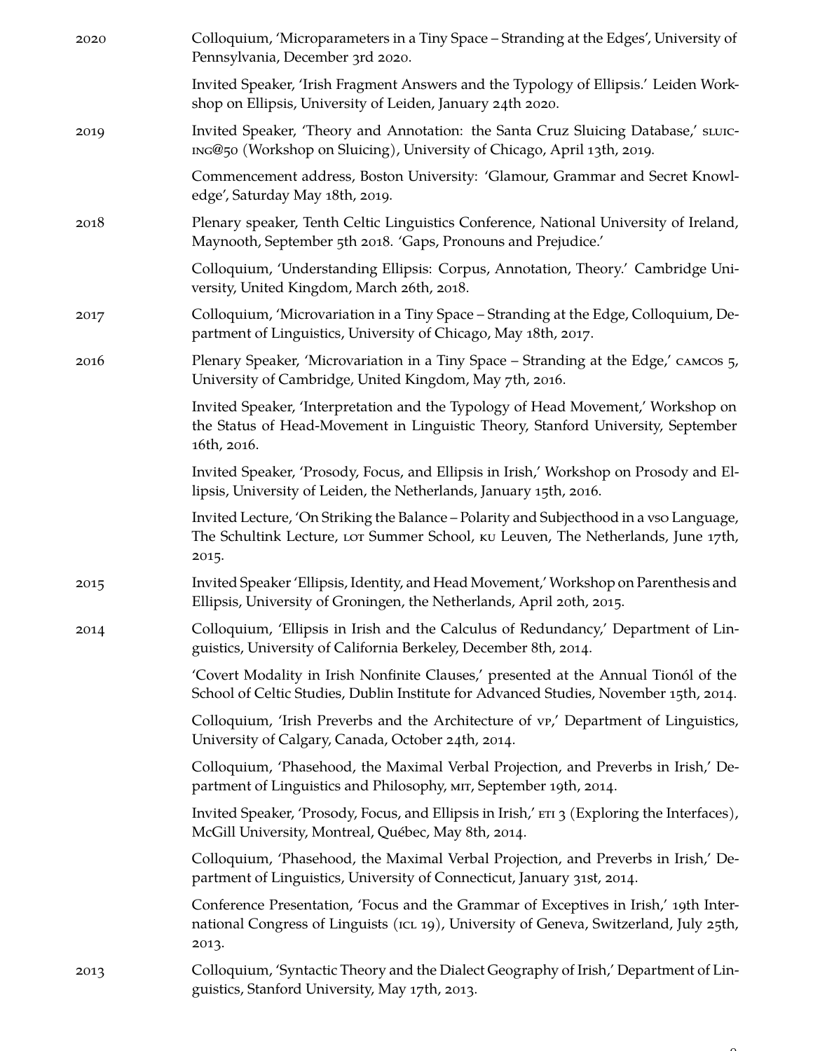2020 Colloquium, 'Microparameters in a Tiny Space – Stranding at the Edges', University of Pennsylvania, December 3rd 2020.

Invited Speaker, 'Irish Fragment Answers and the Typology of Ellipsis.' Leiden Workshop on Ellipsis, University of Leiden, January 24th 2020.

2019 Invited Speaker, 'Theory and Annotation: the Santa Cruz Sluicing Database,' sluicing@50 (Workshop on Sluicing), University of Chicago, April 13th, 2019.

Commencement address, Boston University: 'Glamour, Grammar and Secret Knowledge', Saturday May 18th, 2019.

2018 Plenary speaker, Tenth Celtic Linguistics Conference, National University of Ireland, Maynooth, September 5th 2018. 'Gaps, Pronouns and Prejudice.'

Colloquium, 'Understanding Ellipsis: Corpus, Annotation, Theory.' Cambridge University, United Kingdom, March 26th, 2018.

2017 Colloquium, 'Microvariation in a Tiny Space – Stranding at the Edge, Colloquium, Department of Linguistics, University of Chicago, May 18th, 2017.

2016 Plenary Speaker, 'Microvariation in a Tiny Space – Stranding at the Edge,' camcos 5, University of Cambridge, United Kingdom, May 7th, 2016.

Invited Speaker, 'Interpretation and the Typology of Head Movement,' Workshop on the Status of Head-Movement in Linguistic Theory, Stanford University, September 16th, 2016.

Invited Speaker, 'Prosody, Focus, and Ellipsis in Irish,' Workshop on Prosody and Ellipsis, University of Leiden, the Netherlands, January 15th, 2016.

Invited Lecture, 'On Striking the Balance – Polarity and Subjecthood in a vso Language, The Schultink Lecture, lot Summer School, ku Leuven, The Netherlands, June 17th, 2015.

2015 Invited Speaker 'Ellipsis, Identity, and Head Movement,' Workshop on Parenthesis and Ellipsis, University of Groningen, the Netherlands, April 20th, 2015.

2014 Colloquium, 'Ellipsis in Irish and the Calculus of Redundancy,' Department of Linguistics, University of California Berkeley, December 8th, 2014.

'Covert Modality in Irish Nonfinite Clauses,' presented at the Annual Tionól of the School of Celtic Studies, Dublin Institute for Advanced Studies, November 15th, 2014.

Colloquium, 'Irish Preverbs and the Architecture of vp,' Department of Linguistics, University of Calgary, Canada, October 24th, 2014.

Colloquium, 'Phasehood, the Maximal Verbal Projection, and Preverbs in Irish,' Department of Linguistics and Philosophy, mit, September 19th, 2014.

Invited Speaker, 'Prosody, Focus, and Ellipsis in Irish,' eti 3 (Exploring the Interfaces), McGill University, Montreal, Québec, May 8th, 2014.

Colloquium, 'Phasehood, the Maximal Verbal Projection, and Preverbs in Irish,' Department of Linguistics, University of Connecticut, January 31st, 2014.

Conference Presentation, 'Focus and the Grammar of Exceptives in Irish,' 19th International Congress of Linguists (icl 19), University of Geneva, Switzerland, July 25th, 2013.

2013 Colloquium, 'Syntactic Theory and the Dialect Geography of Irish,' Department of Linguistics, Stanford University, May 17th, 2013.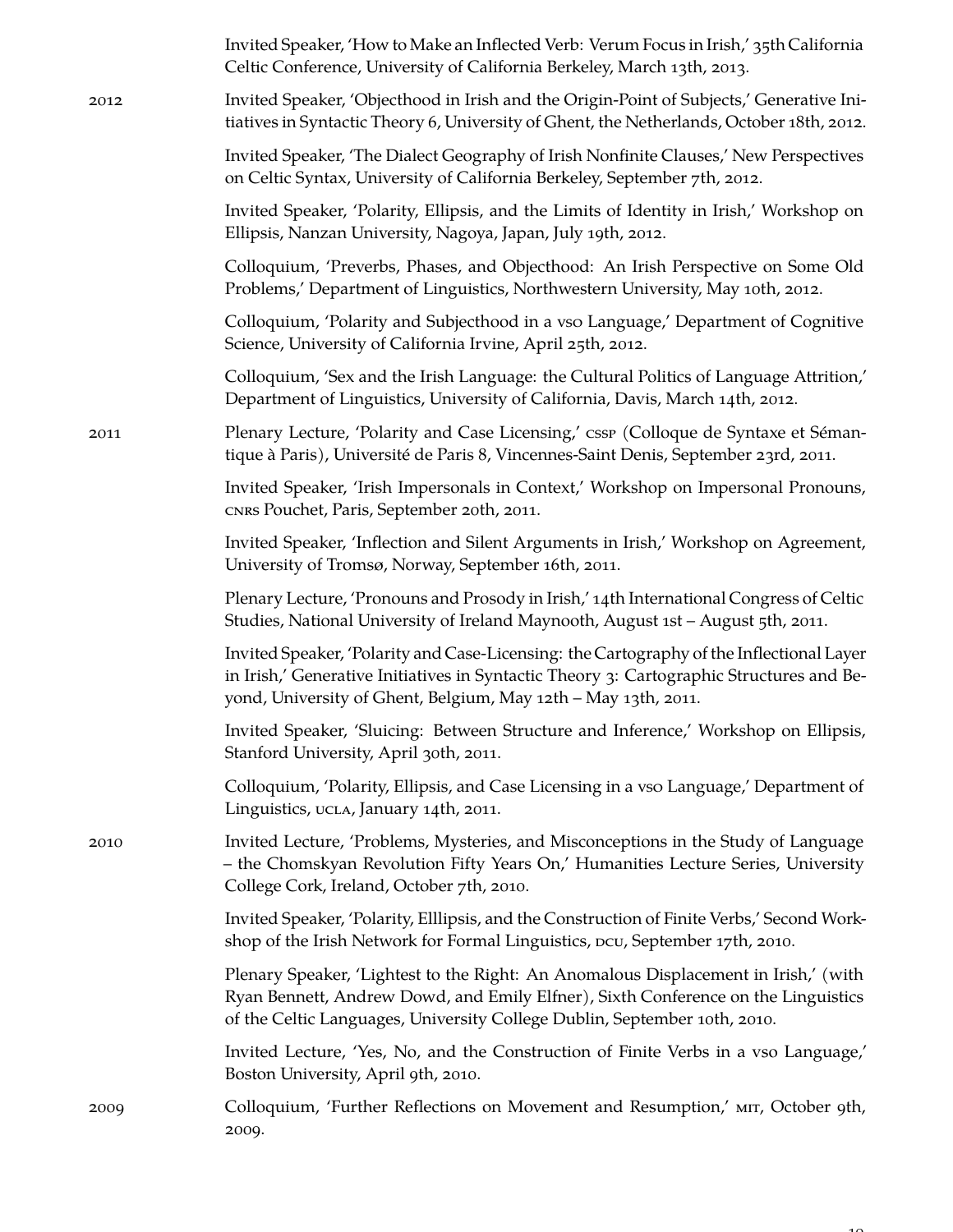Invited Speaker, 'How to Make an Inflected Verb: Verum Focus in Irish,' 35th California Celtic Conference, University of California Berkeley, March 13th, 2013.

2012

Invited Speaker, 'Objecthood in Irish and the Origin-Point of Subjects,' Generative Initiatives in Syntactic Theory 6, University of Ghent, the Netherlands, October 18th, 2012.

Invited Speaker, 'The Dialect Geography of Irish Nonfinite Clauses,' New Perspectives on Celtic Syntax, University of California Berkeley, September 7th, 2012.

Invited Speaker, 'Polarity, Ellipsis, and the Limits of Identity in Irish,' Workshop on Ellipsis, Nanzan University, Nagoya, Japan, July 19th, 2012.

Colloquium, 'Preverbs, Phases, and Objecthood: An Irish Perspective on Some Old Problems,' Department of Linguistics, Northwestern University, May 10th, 2012.

Colloquium, 'Polarity and Subjecthood in a VSO Language,' Department of Cognitive Science, University of California Irvine, April 25th, 2012.

Colloquium, 'Sex and the Irish Language: the Cultural Politics of Language Attrition,' Department of Linguistics, University of California, Davis, March 14th, 2012.

2011

Plenary Lecture, 'Polarity and Case Licensing,' CSSP (Colloque de Syntaxe et Sémantique à Paris), Université de Paris 8, Vincennes-Saint Denis, September 23rd, 2011.

Invited Speaker, 'Irish Impersonals in Context,' Workshop on Impersonal Pronouns, CNRS Pouchet, Paris, September 20th, 2011.

Invited Speaker, 'Inflection and Silent Arguments in Irish,' Workshop on Agreement, University of Tromsø, Norway, September 16th, 2011.

Plenary Lecture, 'Pronouns and Prosody in Irish,' 14th International Congress of Celtic Studies, National University of Ireland Maynooth, August 1st – August 5th, 2011.

Invited Speaker, 'Polarity and Case-Licensing: the Cartography of the Inflectional Layer in Irish,' Generative Initiatives in Syntactic Theory 3: Cartographic Structures and Beyond, University of Ghent, Belgium, May 12th – May 13th, 2011.

Invited Speaker, 'Sluicing: Between Structure and Inference,' Workshop on Ellipsis, Stanford University, April 30th, 2011.

Colloquium, 'Polarity, Ellipsis, and Case Licensing in a VSO Language,' Department of Linguistics, UCLA, January 14th, 2011.

2010

Invited Lecture, 'Problems, Mysteries, and Misconceptions in the Study of Language – the Chomskyan Revolution Fifty Years On,' Humanities Lecture Series, University College Cork, Ireland, October 7th, 2010.

Invited Speaker, 'Polarity, Elllipsis, and the Construction of Finite Verbs,' Second Workshop of the Irish Network for Formal Linguistics, DCU, September 17th, 2010.

Plenary Speaker, 'Lightest to the Right: An Anomalous Displacement in Irish,' (with Ryan Bennett, Andrew Dowd, and Emily Elfner), Sixth Conference on the Linguistics of the Celtic Languages, University College Dublin, September 10th, 2010.

Invited Lecture, 'Yes, No, and the Construction of Finite Verbs in a VSO Language,' Boston University, April 9th, 2010.

2009

Colloquium, 'Further Reflections on Movement and Resumption,' MIT, October 9th, 2009.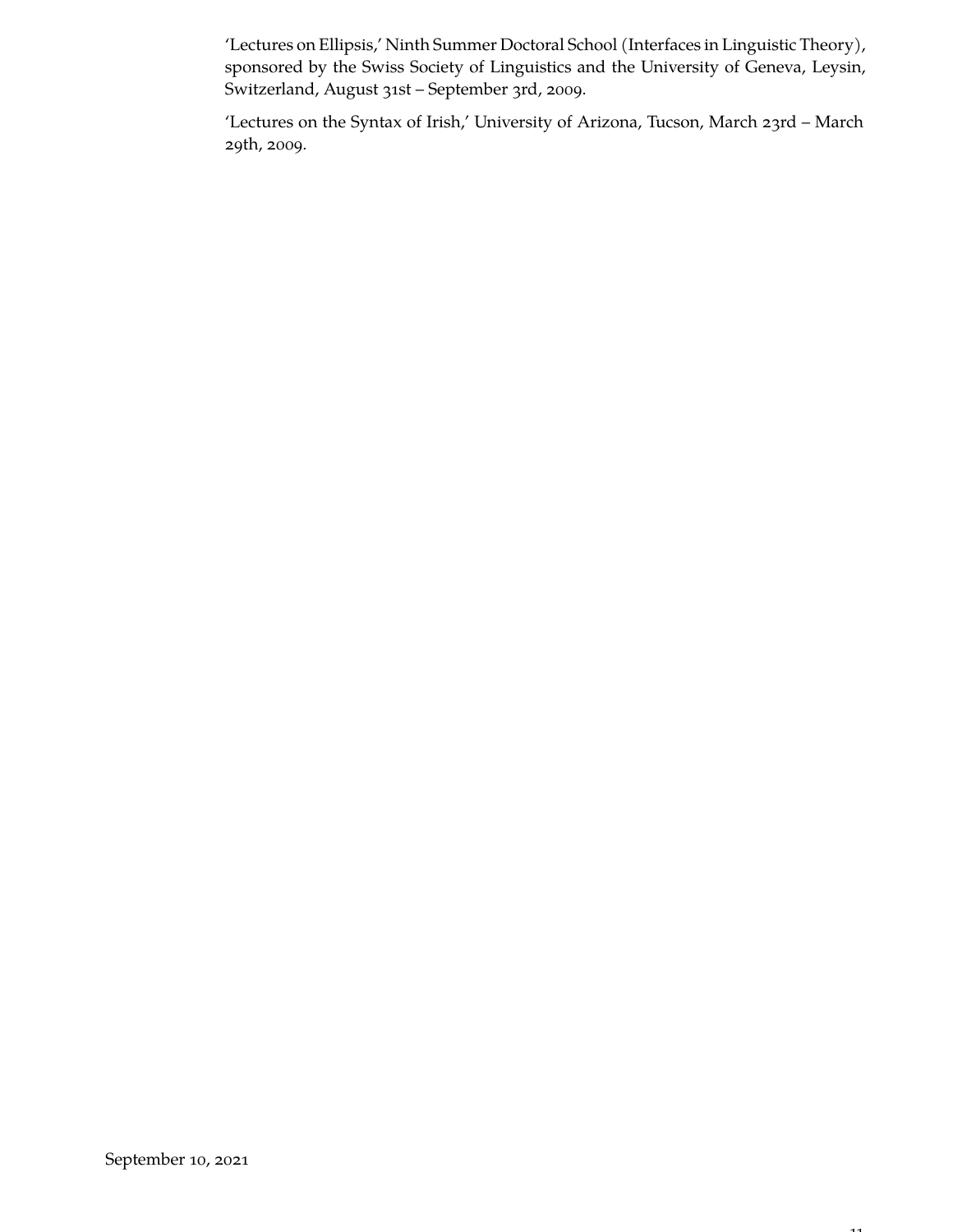'Lectures on Ellipsis,' Ninth Summer Doctoral School (Interfaces in Linguistic Theory), sponsored by the Swiss Society of Linguistics and the University of Geneva, Leysin, Switzerland, August 31st – September 3rd, 2009.

'Lectures on the Syntax of Irish,' University of Arizona, Tucson, March 23rd – March 29th, 2009.